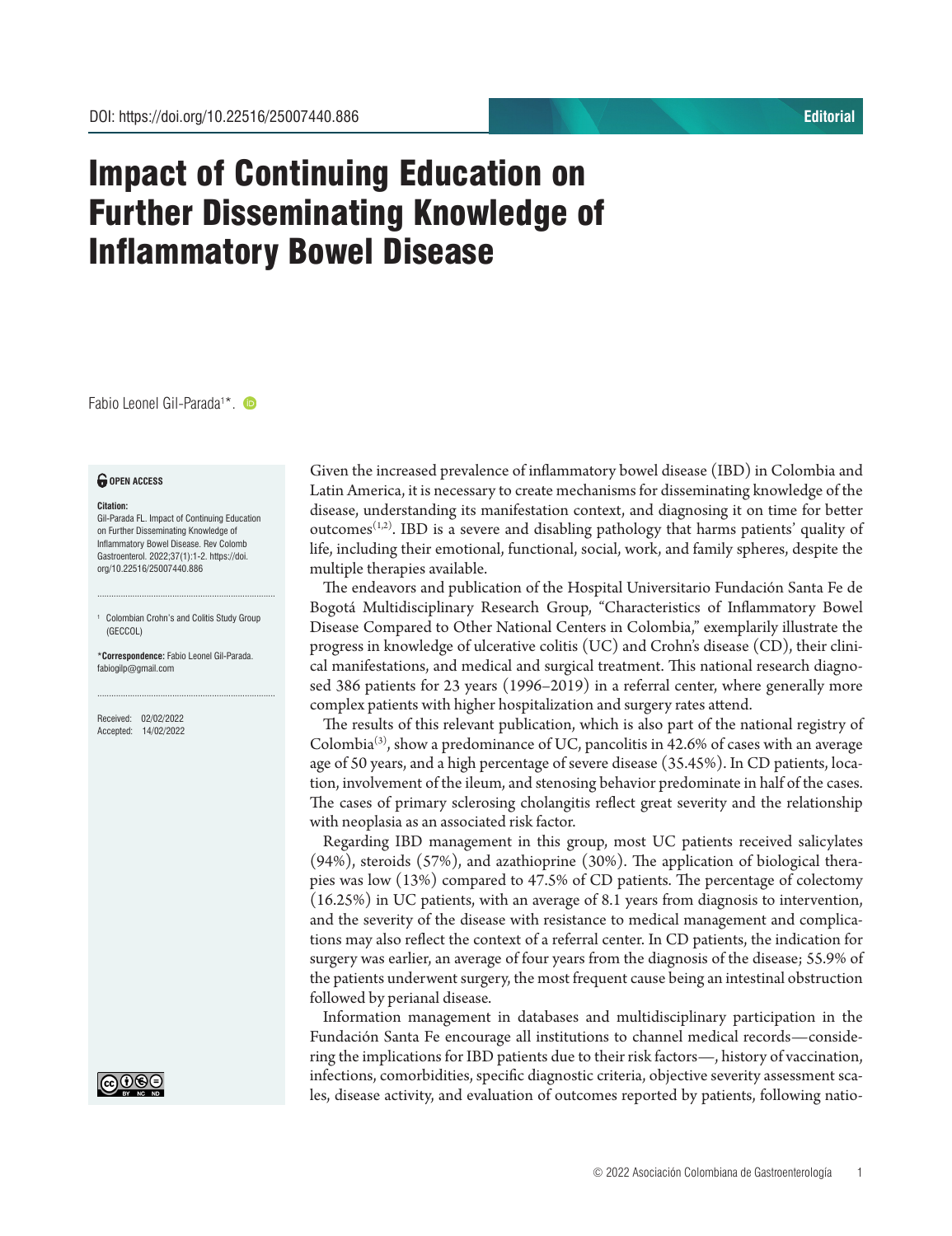DOI: https://doi.org/10.22516/25007440.886

Editorial

# Impact of Continuing Education on Further Disseminating Knowledge of Inflammatory Bowel Disease

Fabio Leonel Gil-Parada[1]*.

**OPEN ACCESS**

**Citation:**
Gil-Parada FL. Impact of Continuing Education on Further Disseminating Knowledge of Inflammatory Bowel Disease. Rev Colomb Gastroenterol. 2022;37(1):1-2. https://doi.org/10.22516/25007440.886

[1] Colombian Crohn's and Colitis Study Group (GECCOL)

***Correspondence:** Fabio Leonel Gil-Parada. fabiogilp@gmail.com

Received: 02/02/2022
Accepted: 14/02/2022

Given the increased prevalence of inflammatory bowel disease (IBD) in Colombia and Latin America, it is necessary to create mechanisms for disseminating knowledge of the disease, understanding its manifestation context, and diagnosing it on time for better outcomes[1,2]. IBD is a severe and disabling pathology that harms patients' quality of life, including their emotional, functional, social, work, and family spheres, despite the multiple therapies available.

The endeavors and publication of the Hospital Universitario Fundación Santa Fe de Bogotá Multidisciplinary Research Group, "Characteristics of Inflammatory Bowel Disease Compared to Other National Centers in Colombia," exemplarily illustrate the progress in knowledge of ulcerative colitis (UC) and Crohn's disease (CD), their clinical manifestations, and medical and surgical treatment. This national research diagnosed 386 patients for 23 years (1996–2019) in a referral center, where generally more complex patients with higher hospitalization and surgery rates attend.

The results of this relevant publication, which is also part of the national registry of Colombia[3], show a predominance of UC, pancolitis in 42.6% of cases with an average age of 50 years, and a high percentage of severe disease (35.45%). In CD patients, location, involvement of the ileum, and stenosing behavior predominate in half of the cases. The cases of primary sclerosing cholangitis reflect great severity and the relationship with neoplasia as an associated risk factor.

Regarding IBD management in this group, most UC patients received salicylates (94%), steroids (57%), and azathioprine (30%). The application of biological therapies was low (13%) compared to 47.5% of CD patients. The percentage of colectomy (16.25%) in UC patients, with an average of 8.1 years from diagnosis to intervention, and the severity of the disease with resistance to medical management and complications may also reflect the context of a referral center. In CD patients, the indication for surgery was earlier, an average of four years from the diagnosis of the disease; 55.9% of the patients underwent surgery, the most frequent cause being an intestinal obstruction followed by perianal disease.

Information management in databases and multidisciplinary participation in the Fundación Santa Fe encourage all institutions to channel medical records—considering the implications for IBD patients due to their risk factors—, history of vaccination, infections, comorbidities, specific diagnostic criteria, objective severity assessment scales, disease activity, and evaluation of outcomes reported by patients, following natio-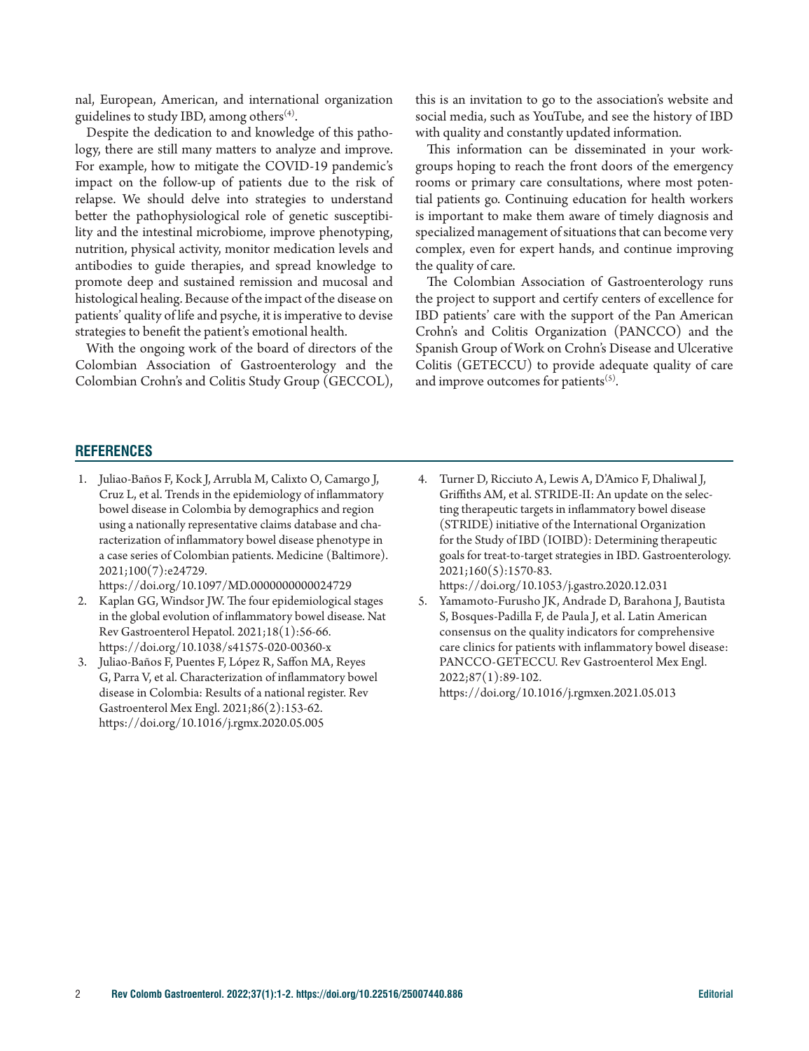nal, European, American, and international organization guidelines to study IBD, among others[4].

Despite the dedication to and knowledge of this pathology, there are still many matters to analyze and improve. For example, how to mitigate the COVID-19 pandemic's impact on the follow-up of patients due to the risk of relapse. We should delve into strategies to understand better the pathophysiological role of genetic susceptibility and the intestinal microbiome, improve phenotyping, nutrition, physical activity, monitor medication levels and antibodies to guide therapies, and spread knowledge to promote deep and sustained remission and mucosal and histological healing. Because of the impact of the disease on patients' quality of life and psyche, it is imperative to devise strategies to benefit the patient's emotional health.

With the ongoing work of the board of directors of the Colombian Association of Gastroenterology and the Colombian Crohn's and Colitis Study Group (GECCOL), this is an invitation to go to the association's website and social media, such as YouTube, and see the history of IBD with quality and constantly updated information.

This information can be disseminated in your workgroups hoping to reach the front doors of the emergency rooms or primary care consultations, where most potential patients go. Continuing education for health workers is important to make them aware of timely diagnosis and specialized management of situations that can become very complex, even for expert hands, and continue improving the quality of care.

The Colombian Association of Gastroenterology runs the project to support and certify centers of excellence for IBD patients' care with the support of the Pan American Crohn's and Colitis Organization (PANCCO) and the Spanish Group of Work on Crohn's Disease and Ulcerative Colitis (GETECCU) to provide adequate quality of care and improve outcomes for patients[5].

## REFERENCES

1. Juliao-Baños F, Kock J, Arrubla M, Calixto O, Camargo J, Cruz L, et al. Trends in the epidemiology of inflammatory bowel disease in Colombia by demographics and region using a nationally representative claims database and characterization of inflammatory bowel disease phenotype in a case series of Colombian patients. Medicine (Baltimore). 2021;100(7):e24729. https://doi.org/10.1097/MD.0000000000024729
2. Kaplan GG, Windsor JW. The four epidemiological stages in the global evolution of inflammatory bowel disease. Nat Rev Gastroenterol Hepatol. 2021;18(1):56-66. https://doi.org/10.1038/s41575-020-00360-x
3. Juliao-Baños F, Puentes F, López R, Saffon MA, Reyes G, Parra V, et al. Characterization of inflammatory bowel disease in Colombia: Results of a national register. Rev Gastroenterol Mex Engl. 2021;86(2):153-62. https://doi.org/10.1016/j.rgmx.2020.05.005
4. Turner D, Ricciuto A, Lewis A, D'Amico F, Dhaliwal J, Griffiths AM, et al. STRIDE-II: An update on the selecting therapeutic targets in inflammatory bowel disease (STRIDE) initiative of the International Organization for the Study of IBD (IOIBD): Determining therapeutic goals for treat-to-target strategies in IBD. Gastroenterology. 2021;160(5):1570-83. https://doi.org/10.1053/j.gastro.2020.12.031
5. Yamamoto-Furusho JK, Andrade D, Barahona J, Bautista S, Bosques-Padilla F, de Paula J, et al. Latin American consensus on the quality indicators for comprehensive care clinics for patients with inflammatory bowel disease: PANCCO-GETECCU. Rev Gastroenterol Mex Engl. 2022;87(1):89-102. https://doi.org/10.1016/j.rgmxen.2021.05.013